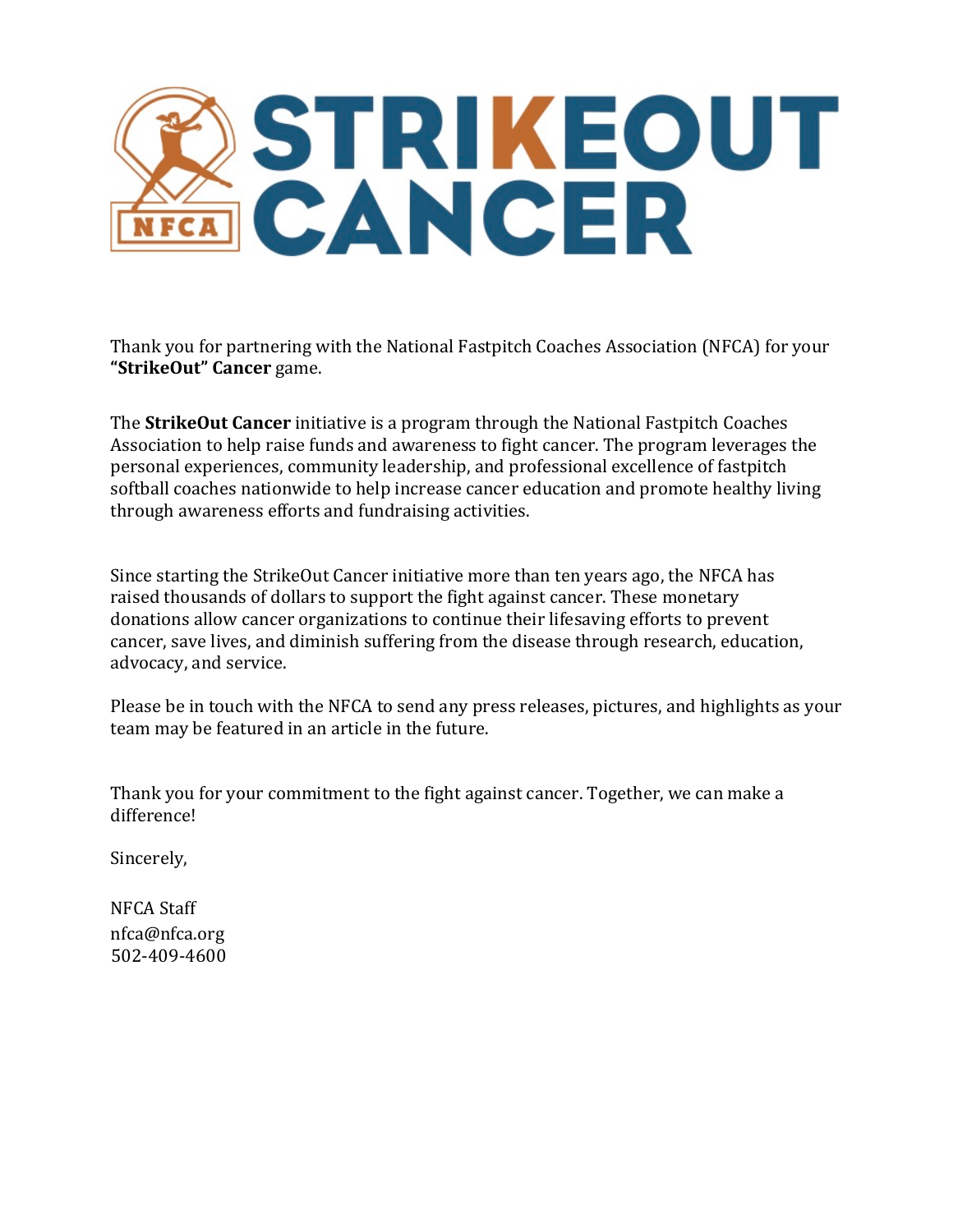# STRIKEOUT CANCER

Thank you for partnering with the National Fastpitch Coaches Association (NFCA) for your **"StrikeOut" Cancer** game.

The **StrikeOut Cancer** initiative is a program through the National Fastpitch Coaches Association to help raise funds and awareness to fight cancer. The program leverages the personal experiences, community leadership, and professional excellence of fastpitch softball coaches nationwide to help increase cancer education and promote healthy living through awareness efforts and fundraising activities.

Since starting the StrikeOut Cancer initiative more than ten years ago, the NFCA has raised thousands of dollars to support the fight against cancer. These monetary donations allow cancer organizations to continue their lifesaving efforts to prevent cancer, save lives, and diminish suffering from the disease through research, education, advocacy, and service.

Please be in touch with the NFCA to send any press releases, pictures, and highlights as your team may be featured in an article in the future.

Thank you for your commitment to the fight against cancer. Together, we can make a difference!

Sincerely,

NFCA Staff
nfca@nfca.org
502-409-4600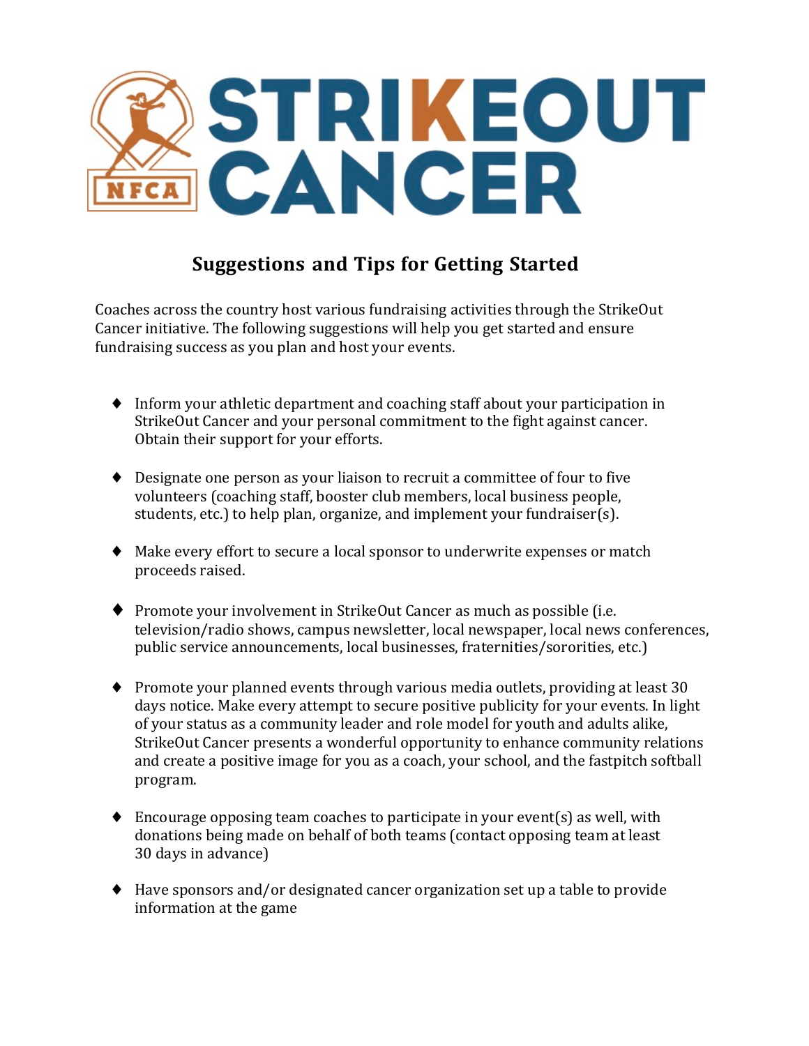# STRIKEOUT CANCER

## Suggestions and Tips for Getting Started

Coaches across the country host various fundraising activities through the StrikeOut Cancer initiative. The following suggestions will help you get started and ensure fundraising success as you plan and host your events.

- Inform your athletic department and coaching staff about your participation in StrikeOut Cancer and your personal commitment to the fight against cancer. Obtain their support for your efforts.
- Designate one person as your liaison to recruit a committee of four to five volunteers (coaching staff, booster club members, local business people, students, etc.) to help plan, organize, and implement your fundraiser(s).
- Make every effort to secure a local sponsor to underwrite expenses or match proceeds raised.
- Promote your involvement in StrikeOut Cancer as much as possible (i.e. television/radio shows, campus newsletter, local newspaper, local news conferences, public service announcements, local businesses, fraternities/sororities, etc.)
- Promote your planned events through various media outlets, providing at least 30 days notice. Make every attempt to secure positive publicity for your events. In light of your status as a community leader and role model for youth and adults alike, StrikeOut Cancer presents a wonderful opportunity to enhance community relations and create a positive image for you as a coach, your school, and the fastpitch softball program.
- Encourage opposing team coaches to participate in your event(s) as well, with donations being made on behalf of both teams (contact opposing team at least 30 days in advance)
- Have sponsors and/or designated cancer organization set up a table to provide information at the game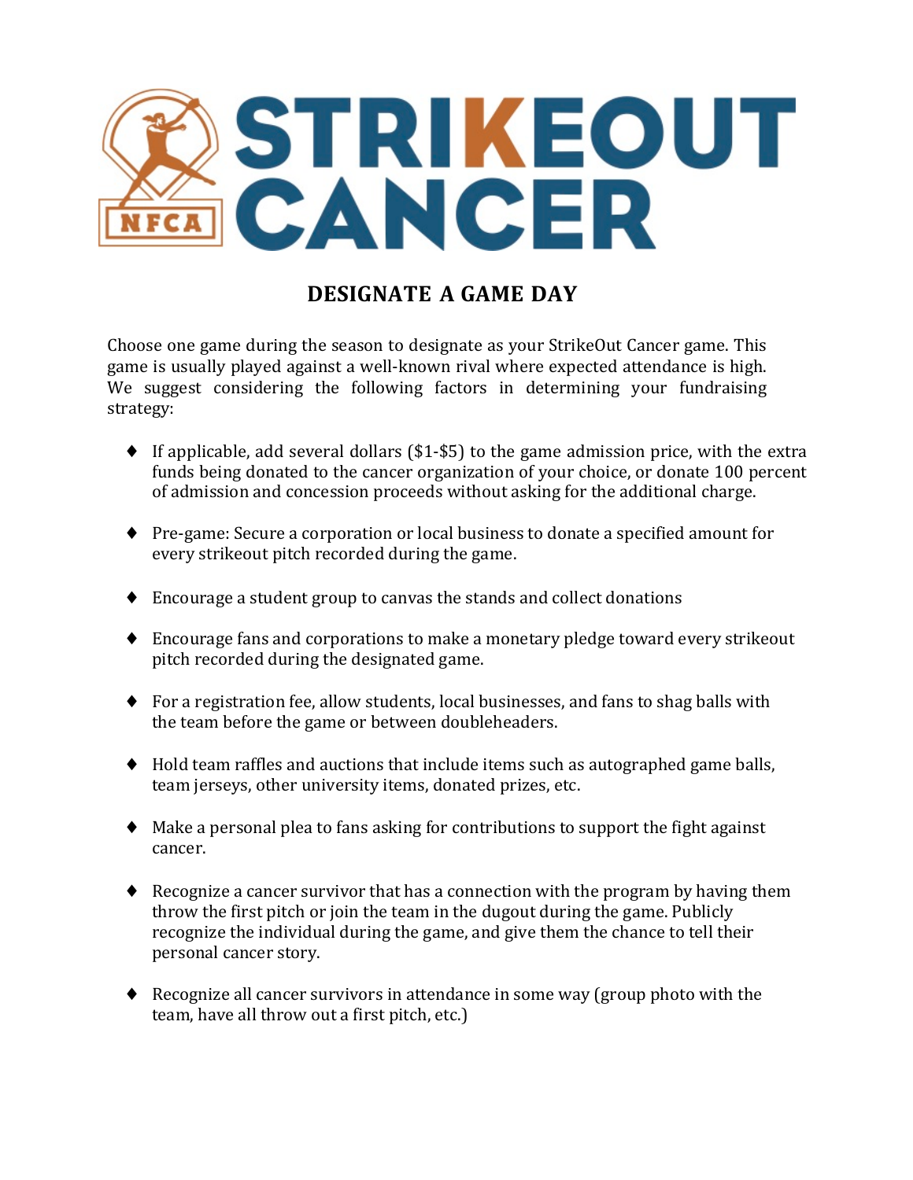# STRIKEOUT CANCER

## DESIGNATE A GAME DAY

Choose one game during the season to designate as your StrikeOut Cancer game. This game is usually played against a well-known rival where expected attendance is high. We suggest considering the following factors in determining your fundraising strategy:

- If applicable, add several dollars ($1-$5) to the game admission price, with the extra funds being donated to the cancer organization of your choice, or donate 100 percent of admission and concession proceeds without asking for the additional charge.
- Pre-game: Secure a corporation or local business to donate a specified amount for every strikeout pitch recorded during the game.
- Encourage a student group to canvas the stands and collect donations
- Encourage fans and corporations to make a monetary pledge toward every strikeout pitch recorded during the designated game.
- For a registration fee, allow students, local businesses, and fans to shag balls with the team before the game or between doubleheaders.
- Hold team raffles and auctions that include items such as autographed game balls, team jerseys, other university items, donated prizes, etc.
- Make a personal plea to fans asking for contributions to support the fight against cancer.
- Recognize a cancer survivor that has a connection with the program by having them throw the first pitch or join the team in the dugout during the game. Publicly recognize the individual during the game, and give them the chance to tell their personal cancer story.
- Recognize all cancer survivors in attendance in some way (group photo with the team, have all throw out a first pitch, etc.)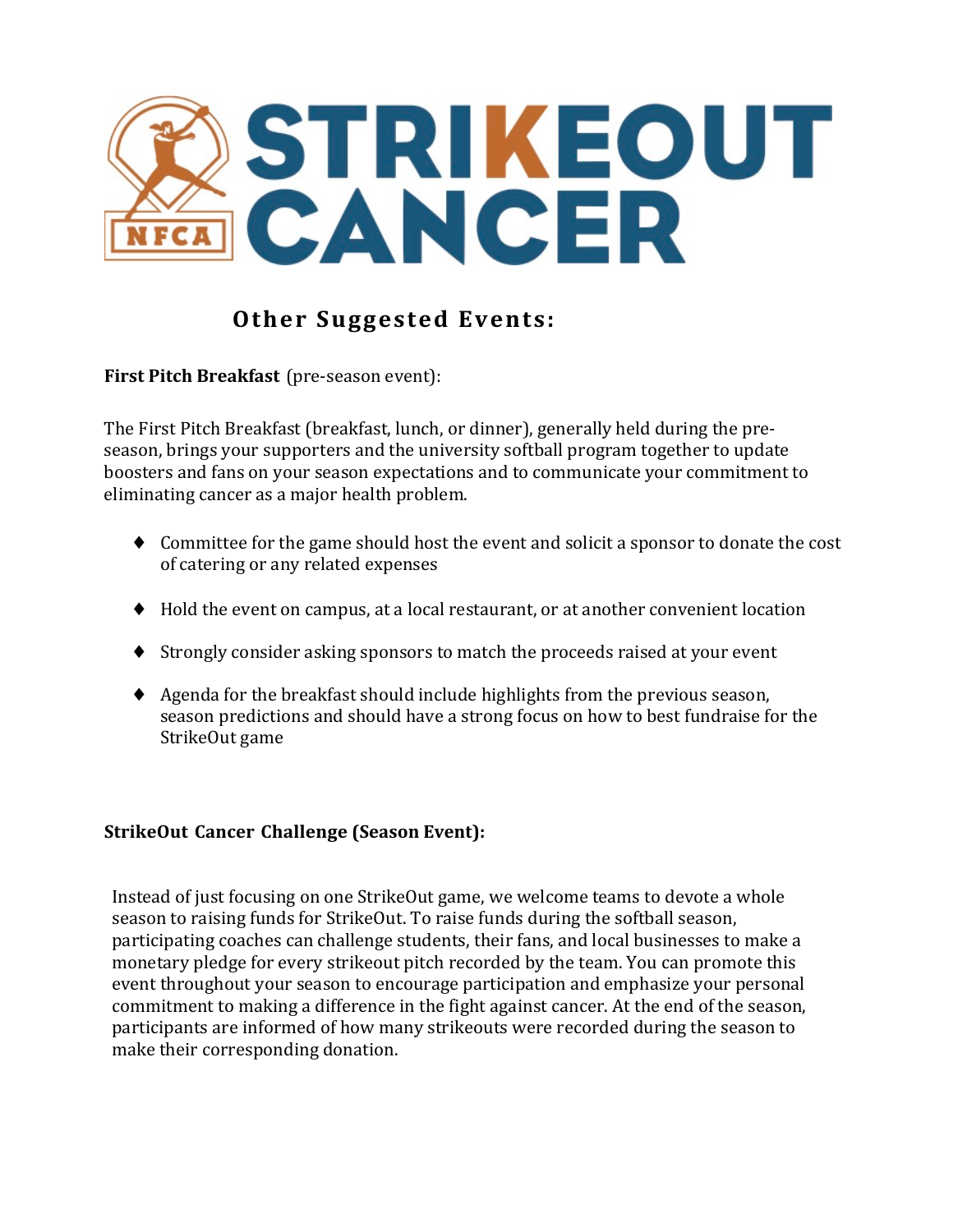# STRIKEOUT CANCER

## Other Suggested Events:

**First Pitch Breakfast** (pre-season event):

The First Pitch Breakfast (breakfast, lunch, or dinner), generally held during the pre-season, brings your supporters and the university softball program together to update boosters and fans on your season expectations and to communicate your commitment to eliminating cancer as a major health problem.

- Committee for the game should host the event and solicit a sponsor to donate the cost of catering or any related expenses
- Hold the event on campus, at a local restaurant, or at another convenient location
- Strongly consider asking sponsors to match the proceeds raised at your event
- Agenda for the breakfast should include highlights from the previous season, season predictions and should have a strong focus on how to best fundraise for the StrikeOut game

**StrikeOut Cancer Challenge (Season Event):**

Instead of just focusing on one StrikeOut game, we welcome teams to devote a whole season to raising funds for StrikeOut. To raise funds during the softball season, participating coaches can challenge students, their fans, and local businesses to make a monetary pledge for every strikeout pitch recorded by the team. You can promote this event throughout your season to encourage participation and emphasize your personal commitment to making a difference in the fight against cancer. At the end of the season, participants are informed of how many strikeouts were recorded during the season to make their corresponding donation.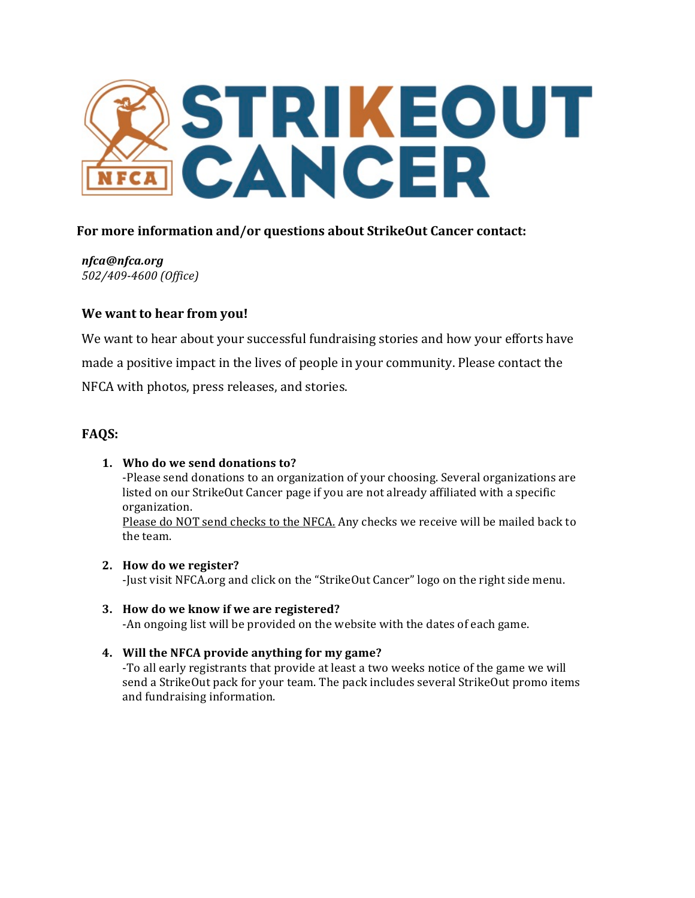**For more information and/or questions about StrikeOut Cancer contact:**

***nfca@nfca.org***
*502/409-4600 (Office)*

## We want to hear from you!

We want to hear about your successful fundraising stories and how your efforts have made a positive impact in the lives of people in your community. Please contact the NFCA with photos, press releases, and stories.

## FAQS:

1. **Who do we send donations to?**
   -Please send donations to an organization of your choosing. Several organizations are listed on our StrikeOut Cancer page if you are not already affiliated with a specific organization.
   <u>Please do NOT send checks to the NFCA.</u> Any checks we receive will be mailed back to the team.

2. **How do we register?**
   -Just visit NFCA.org and click on the "StrikeOut Cancer" logo on the right side menu.

3. **How do we know if we are registered?**
   -An ongoing list will be provided on the website with the dates of each game.

4. **Will the NFCA provide anything for my game?**
   -To all early registrants that provide at least a two weeks notice of the game we will send a StrikeOut pack for your team. The pack includes several StrikeOut promo items and fundraising information.